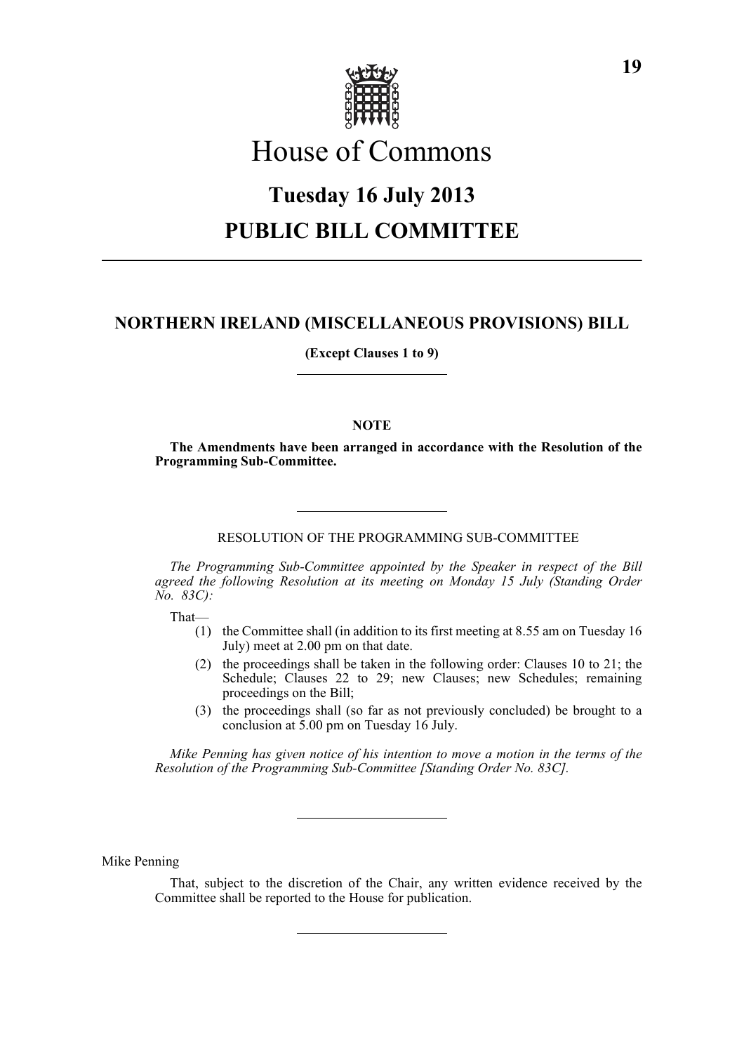# House of Commons

## Tuesday 16 July 2013

## PUBLIC BILL COMMITTEE

---

### NORTHERN IRELAND (MISCELLANEOUS PROVISIONS) BILL

**(Except Clauses 1 to 9)**

---

**NOTE**

**The Amendments have been arranged in accordance with the Resolution of the Programming Sub-Committee.**

---

RESOLUTION OF THE PROGRAMMING SUB-COMMITTEE

*The Programming Sub-Committee appointed by the Speaker in respect of the Bill agreed the following Resolution at its meeting on Monday 15 July (Standing Order No. 83C):*

That—

(1) the Committee shall (in addition to its first meeting at 8.55 am on Tuesday 16 July) meet at 2.00 pm on that date.

(2) the proceedings shall be taken in the following order: Clauses 10 to 21; the Schedule; Clauses 22 to 29; new Clauses; new Schedules; remaining proceedings on the Bill;

(3) the proceedings shall (so far as not previously concluded) be brought to a conclusion at 5.00 pm on Tuesday 16 July.

*Mike Penning has given notice of his intention to move a motion in the terms of the Resolution of the Programming Sub-Committee [Standing Order No. 83C].*

---

Mike Penning

That, subject to the discretion of the Chair, any written evidence received by the Committee shall be reported to the House for publication.

---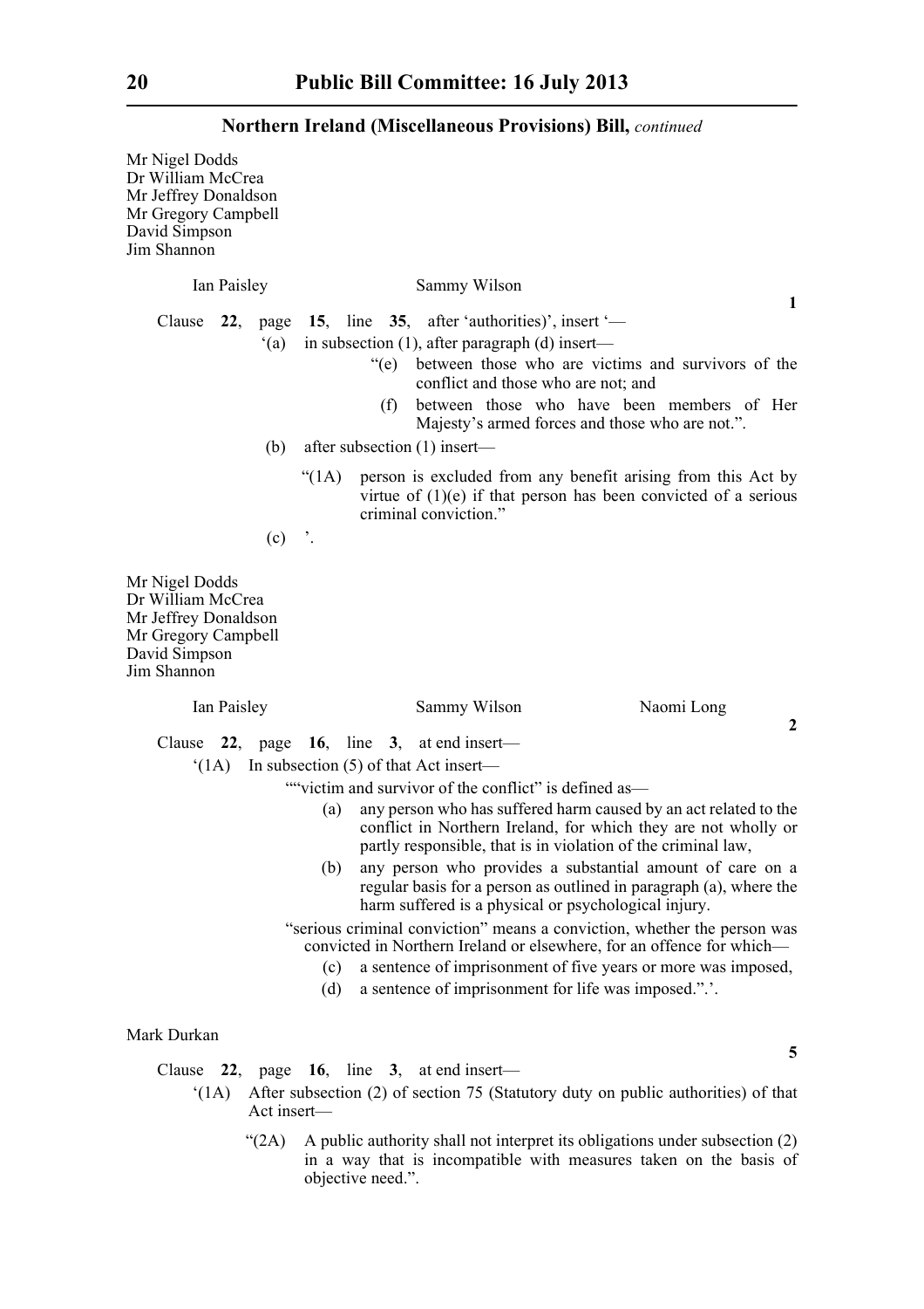**Northern Ireland (Miscellaneous Provisions) Bill,** *continued*

Mr Nigel Dodds
Dr William McCrea
Mr Jeffrey Donaldson
Mr Gregory Campbell
David Simpson
Jim Shannon

Ian Paisley Sammy Wilson

**1**

Clause **22**, page **15**, line **35**, after 'authorities)', insert '—

'(a) in subsection (1), after paragraph (d) insert—

"(e) between those who are victims and survivors of the conflict and those who are not; and

(f) between those who have been members of Her Majesty's armed forces and those who are not.".

(b) after subsection (1) insert—

"(1A) person is excluded from any benefit arising from this Act by virtue of (1)(e) if that person has been convicted of a serious criminal conviction."

(c) '.

Mr Nigel Dodds
Dr William McCrea
Mr Jeffrey Donaldson
Mr Gregory Campbell
David Simpson
Jim Shannon

Ian Paisley Sammy Wilson Naomi Long

**2**

Clause **22**, page **16**, line **3**, at end insert—

'(1A) In subsection (5) of that Act insert—

""victim and survivor of the conflict" is defined as—

(a) any person who has suffered harm caused by an act related to the conflict in Northern Ireland, for which they are not wholly or partly responsible, that is in violation of the criminal law,

(b) any person who provides a substantial amount of care on a regular basis for a person as outlined in paragraph (a), where the harm suffered is a physical or psychological injury.

"serious criminal conviction" means a conviction, whether the person was convicted in Northern Ireland or elsewhere, for an offence for which—

(c) a sentence of imprisonment of five years or more was imposed,

(d) a sentence of imprisonment for life was imposed.".'.

Mark Durkan

**5**

Clause **22**, page **16**, line **3**, at end insert—

'(1A) After subsection (2) of section 75 (Statutory duty on public authorities) of that Act insert—

"(2A) A public authority shall not interpret its obligations under subsection (2) in a way that is incompatible with measures taken on the basis of objective need.".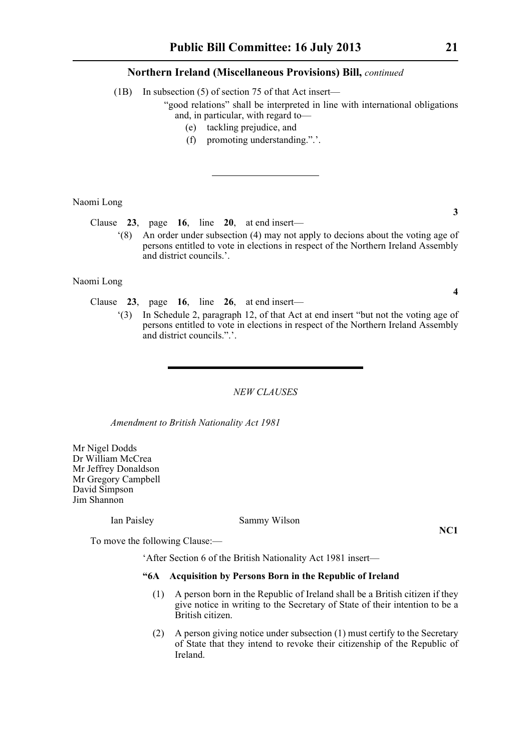(1B) In subsection (5) of section 75 of that Act insert—

"good relations" shall be interpreted in line with international obligations and, in particular, with regard to—

(e) tackling prejudice, and

(f) promoting understanding.".'.

---

Naomi Long

**3**

Clause **23**, page **16**, line **20**, at end insert—

'(8) An order under subsection (4) may not apply to decions about the voting age of persons entitled to vote in elections in respect of the Northern Ireland Assembly and district councils.'.

Naomi Long

**4**

Clause **23**, page **16**, line **26**, at end insert—

'(3) In Schedule 2, paragraph 12, of that Act at end insert "but not the voting age of persons entitled to vote in elections in respect of the Northern Ireland Assembly and district councils.".'.

---

*NEW CLAUSES*

*Amendment to British Nationality Act 1981*

Mr Nigel Dodds
Dr William McCrea
Mr Jeffrey Donaldson
Mr Gregory Campbell
David Simpson
Jim Shannon

Ian Paisley Sammy Wilson

**NC1**

To move the following Clause:—

'After Section 6 of the British Nationality Act 1981 insert—

**"6A Acquisition by Persons Born in the Republic of Ireland**

(1) A person born in the Republic of Ireland shall be a British citizen if they give notice in writing to the Secretary of State of their intention to be a British citizen.

(2) A person giving notice under subsection (1) must certify to the Secretary of State that they intend to revoke their citizenship of the Republic of Ireland.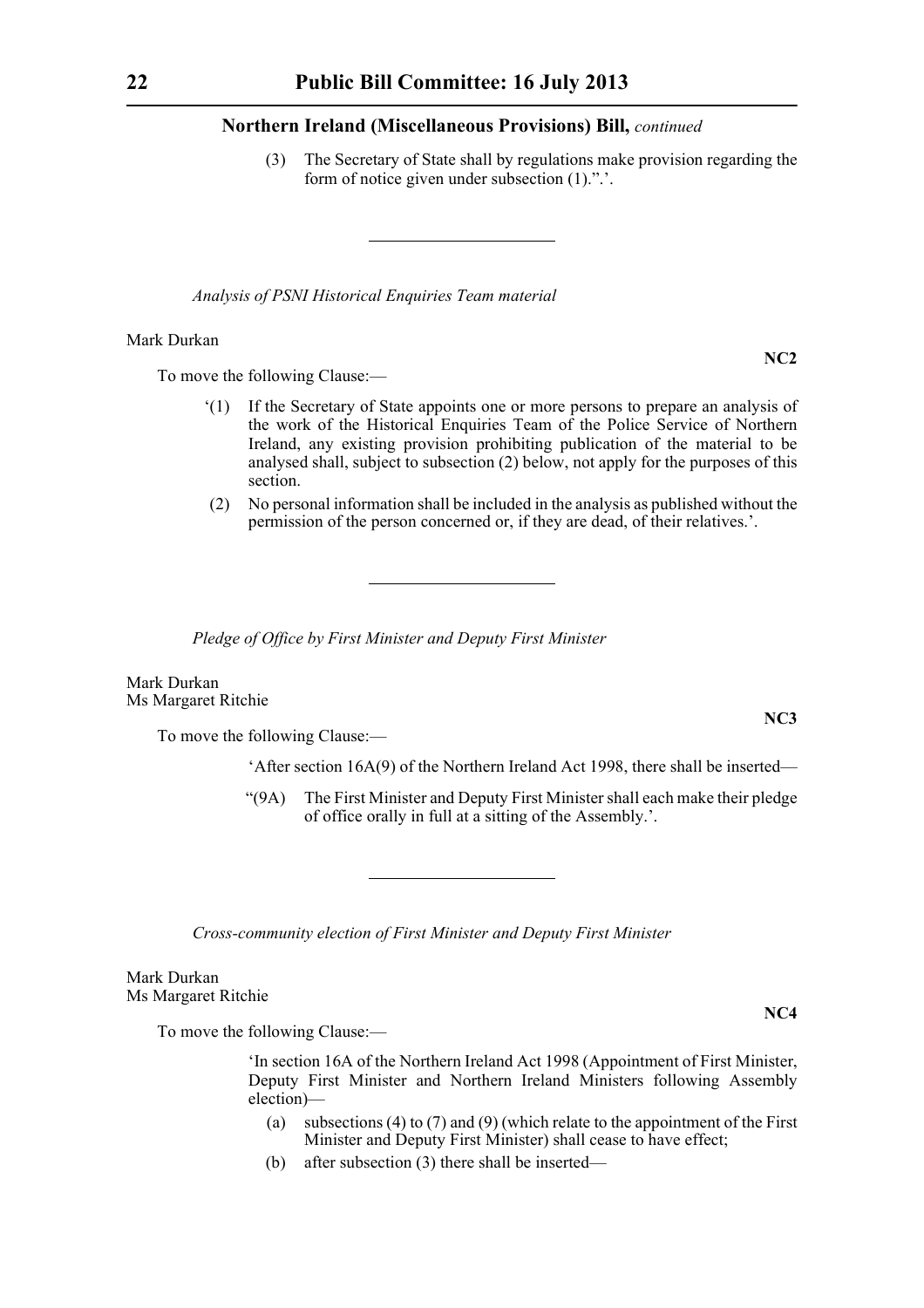(3) The Secretary of State shall by regulations make provision regarding the form of notice given under subsection (1).”.’.

---

*Analysis of PSNI Historical Enquiries Team material*

Mark Durkan

**NC2**

To move the following Clause:—

‘(1) If the Secretary of State appoints one or more persons to prepare an analysis of the work of the Historical Enquiries Team of the Police Service of Northern Ireland, any existing provision prohibiting publication of the material to be analysed shall, subject to subsection (2) below, not apply for the purposes of this section.

(2) No personal information shall be included in the analysis as published without the permission of the person concerned or, if they are dead, of their relatives.’.

---

*Pledge of Office by First Minister and Deputy First Minister*

Mark Durkan
Ms Margaret Ritchie

**NC3**

To move the following Clause:—

‘After section 16A(9) of the Northern Ireland Act 1998, there shall be inserted—

“(9A) The First Minister and Deputy First Minister shall each make their pledge of office orally in full at a sitting of the Assembly.’.

---

*Cross-community election of First Minister and Deputy First Minister*

Mark Durkan
Ms Margaret Ritchie

**NC4**

To move the following Clause:—

‘In section 16A of the Northern Ireland Act 1998 (Appointment of First Minister, Deputy First Minister and Northern Ireland Ministers following Assembly election)—

(a) subsections (4) to (7) and (9) (which relate to the appointment of the First Minister and Deputy First Minister) shall cease to have effect;

(b) after subsection (3) there shall be inserted—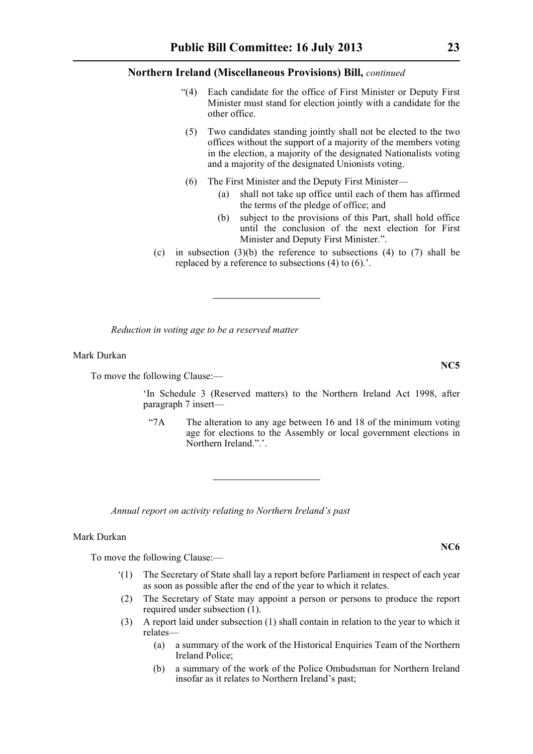"(4) Each candidate for the office of First Minister or Deputy First Minister must stand for election jointly with a candidate for the other office.

(5) Two candidates standing jointly shall not be elected to the two offices without the support of a majority of the members voting in the election, a majority of the designated Nationalists voting and a majority of the designated Unionists voting.

(6) The First Minister and the Deputy First Minister—

(a) shall not take up office until each of them has affirmed the terms of the pledge of office; and

(b) subject to the provisions of this Part, shall hold office until the conclusion of the next election for First Minister and Deputy First Minister.".

(c) in subsection (3)(b) the reference to subsections (4) to (7) shall be replaced by a reference to subsections (4) to (6).'.

---

*Reduction in voting age to be a reserved matter*

Mark Durkan

**NC5**

To move the following Clause:—

'In Schedule 3 (Reserved matters) to the Northern Ireland Act 1998, after paragraph 7 insert—

"7A The alteration to any age between 16 and 18 of the minimum voting age for elections to the Assembly or local government elections in Northern Ireland.".'.

---

*Annual report on activity relating to Northern Ireland's past*

Mark Durkan

**NC6**

To move the following Clause:—

'(1) The Secretary of State shall lay a report before Parliament in respect of each year as soon as possible after the end of the year to which it relates.

(2) The Secretary of State may appoint a person or persons to produce the report required under subsection (1).

(3) A report laid under subsection (1) shall contain in relation to the year to which it relates—

(a) a summary of the work of the Historical Enquiries Team of the Northern Ireland Police;

(b) a summary of the work of the Police Ombudsman for Northern Ireland insofar as it relates to Northern Ireland's past;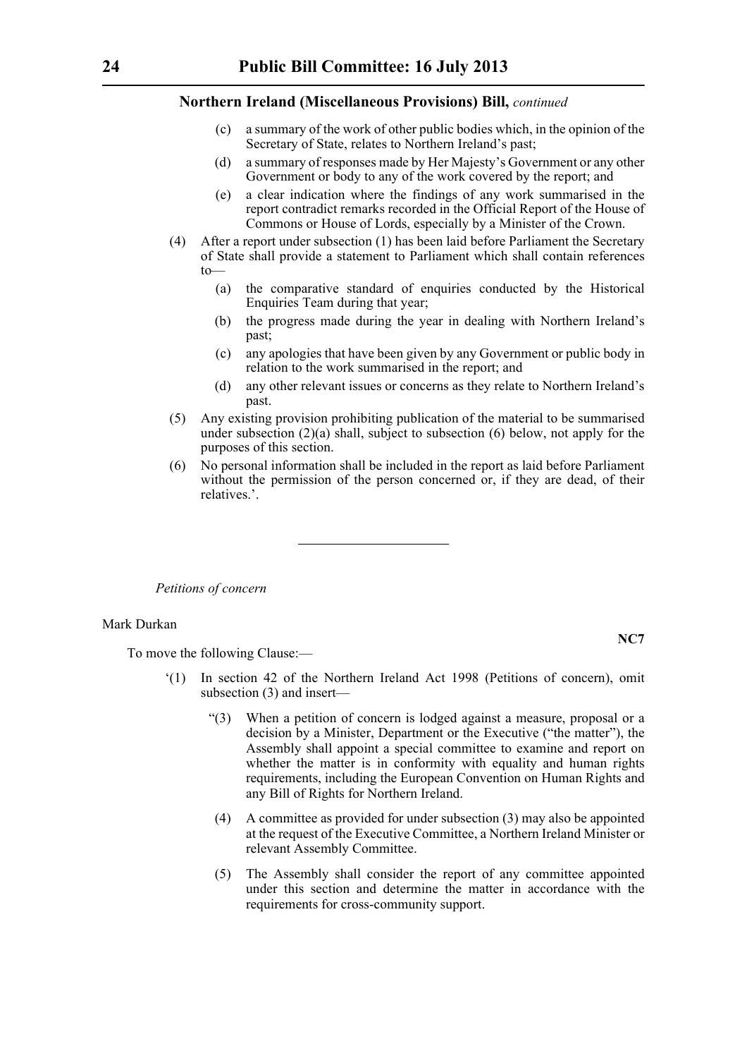**Northern Ireland (Miscellaneous Provisions) Bill,** *continued*

(c) a summary of the work of other public bodies which, in the opinion of the Secretary of State, relates to Northern Ireland's past;

(d) a summary of responses made by Her Majesty's Government or any other Government or body to any of the work covered by the report; and

(e) a clear indication where the findings of any work summarised in the report contradict remarks recorded in the Official Report of the House of Commons or House of Lords, especially by a Minister of the Crown.

(4) After a report under subsection (1) has been laid before Parliament the Secretary of State shall provide a statement to Parliament which shall contain references to—

(a) the comparative standard of enquiries conducted by the Historical Enquiries Team during that year;

(b) the progress made during the year in dealing with Northern Ireland's past;

(c) any apologies that have been given by any Government or public body in relation to the work summarised in the report; and

(d) any other relevant issues or concerns as they relate to Northern Ireland's past.

(5) Any existing provision prohibiting publication of the material to be summarised under subsection (2)(a) shall, subject to subsection (6) below, not apply for the purposes of this section.

(6) No personal information shall be included in the report as laid before Parliament without the permission of the person concerned or, if they are dead, of their relatives.'.

---

*Petitions of concern*

Mark Durkan

**NC7**

To move the following Clause:—

'(1) In section 42 of the Northern Ireland Act 1998 (Petitions of concern), omit subsection (3) and insert—

"(3) When a petition of concern is lodged against a measure, proposal or a decision by a Minister, Department or the Executive ("the matter"), the Assembly shall appoint a special committee to examine and report on whether the matter is in conformity with equality and human rights requirements, including the European Convention on Human Rights and any Bill of Rights for Northern Ireland.

(4) A committee as provided for under subsection (3) may also be appointed at the request of the Executive Committee, a Northern Ireland Minister or relevant Assembly Committee.

(5) The Assembly shall consider the report of any committee appointed under this section and determine the matter in accordance with the requirements for cross-community support.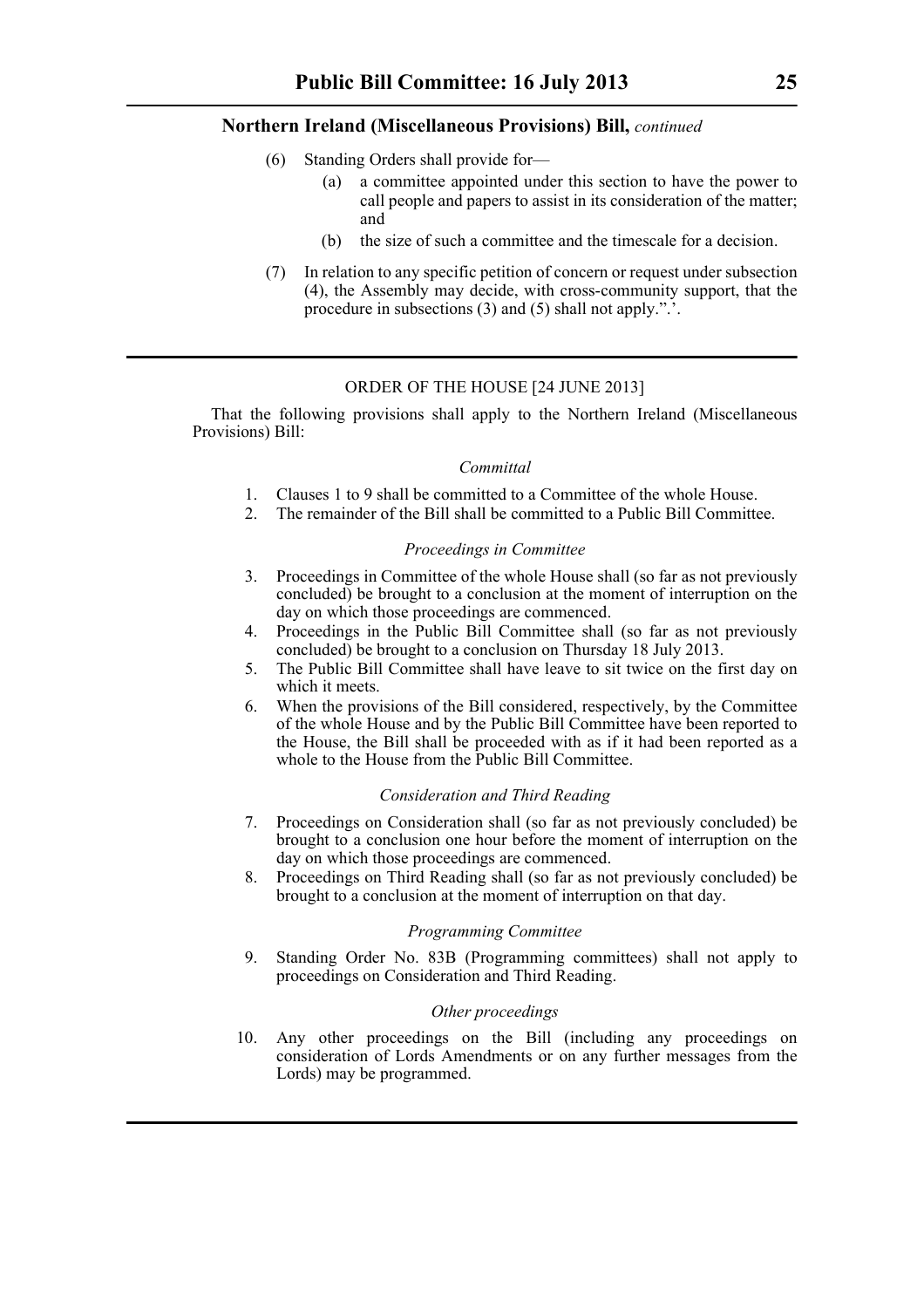**Northern Ireland (Miscellaneous Provisions) Bill,** *continued*

(6) Standing Orders shall provide for—

(a) a committee appointed under this section to have the power to call people and papers to assist in its consideration of the matter; and

(b) the size of such a committee and the timescale for a decision.

(7) In relation to any specific petition of concern or request under subsection (4), the Assembly may decide, with cross-community support, that the procedure in subsections (3) and (5) shall not apply.".'.

---

ORDER OF THE HOUSE [24 JUNE 2013]

That the following provisions shall apply to the Northern Ireland (Miscellaneous Provisions) Bill:

*Committal*

1. Clauses 1 to 9 shall be committed to a Committee of the whole House.
2. The remainder of the Bill shall be committed to a Public Bill Committee.

*Proceedings in Committee*

3. Proceedings in Committee of the whole House shall (so far as not previously concluded) be brought to a conclusion at the moment of interruption on the day on which those proceedings are commenced.
4. Proceedings in the Public Bill Committee shall (so far as not previously concluded) be brought to a conclusion on Thursday 18 July 2013.
5. The Public Bill Committee shall have leave to sit twice on the first day on which it meets.
6. When the provisions of the Bill considered, respectively, by the Committee of the whole House and by the Public Bill Committee have been reported to the House, the Bill shall be proceeded with as if it had been reported as a whole to the House from the Public Bill Committee.

*Consideration and Third Reading*

7. Proceedings on Consideration shall (so far as not previously concluded) be brought to a conclusion one hour before the moment of interruption on the day on which those proceedings are commenced.
8. Proceedings on Third Reading shall (so far as not previously concluded) be brought to a conclusion at the moment of interruption on that day.

*Programming Committee*

9. Standing Order No. 83B (Programming committees) shall not apply to proceedings on Consideration and Third Reading.

*Other proceedings*

10. Any other proceedings on the Bill (including any proceedings on consideration of Lords Amendments or on any further messages from the Lords) may be programmed.